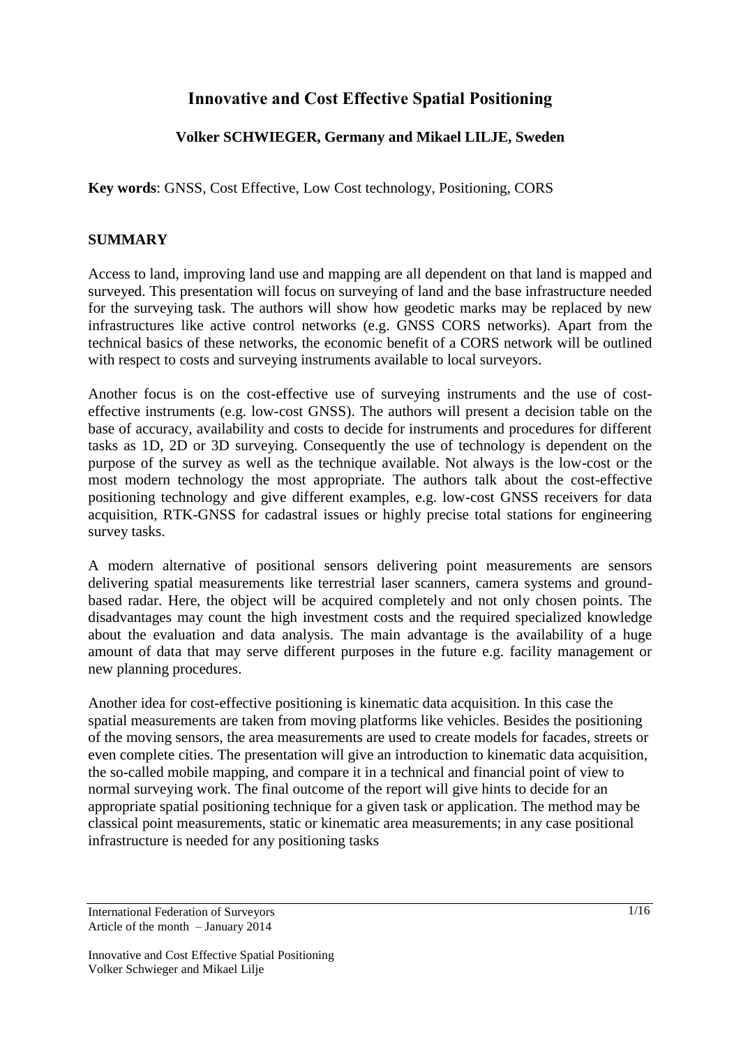# Innovative and Cost Effective Spatial Positioning

**Volker SCHWIEGER, Germany and Mikael LILJE, Sweden**

**Key words**: GNSS, Cost Effective, Low Cost technology, Positioning, CORS

## SUMMARY

Access to land, improving land use and mapping are all dependent on that land is mapped and surveyed. This presentation will focus on surveying of land and the base infrastructure needed for the surveying task. The authors will show how geodetic marks may be replaced by new infrastructures like active control networks (e.g. GNSS CORS networks). Apart from the technical basics of these networks, the economic benefit of a CORS network will be outlined with respect to costs and surveying instruments available to local surveyors.

Another focus is on the cost-effective use of surveying instruments and the use of cost-effective instruments (e.g. low-cost GNSS). The authors will present a decision table on the base of accuracy, availability and costs to decide for instruments and procedures for different tasks as 1D, 2D or 3D surveying. Consequently the use of technology is dependent on the purpose of the survey as well as the technique available. Not always is the low-cost or the most modern technology the most appropriate. The authors talk about the cost-effective positioning technology and give different examples, e.g. low-cost GNSS receivers for data acquisition, RTK-GNSS for cadastral issues or highly precise total stations for engineering survey tasks.

A modern alternative of positional sensors delivering point measurements are sensors delivering spatial measurements like terrestrial laser scanners, camera systems and ground-based radar. Here, the object will be acquired completely and not only chosen points. The disadvantages may count the high investment costs and the required specialized knowledge about the evaluation and data analysis. The main advantage is the availability of a huge amount of data that may serve different purposes in the future e.g. facility management or new planning procedures.

Another idea for cost-effective positioning is kinematic data acquisition. In this case the spatial measurements are taken from moving platforms like vehicles. Besides the positioning of the moving sensors, the area measurements are used to create models for facades, streets or even complete cities. The presentation will give an introduction to kinematic data acquisition, the so-called mobile mapping, and compare it in a technical and financial point of view to normal surveying work. The final outcome of the report will give hints to decide for an appropriate spatial positioning technique for a given task or application. The method may be classical point measurements, static or kinematic area measurements; in any case positional infrastructure is needed for any positioning tasks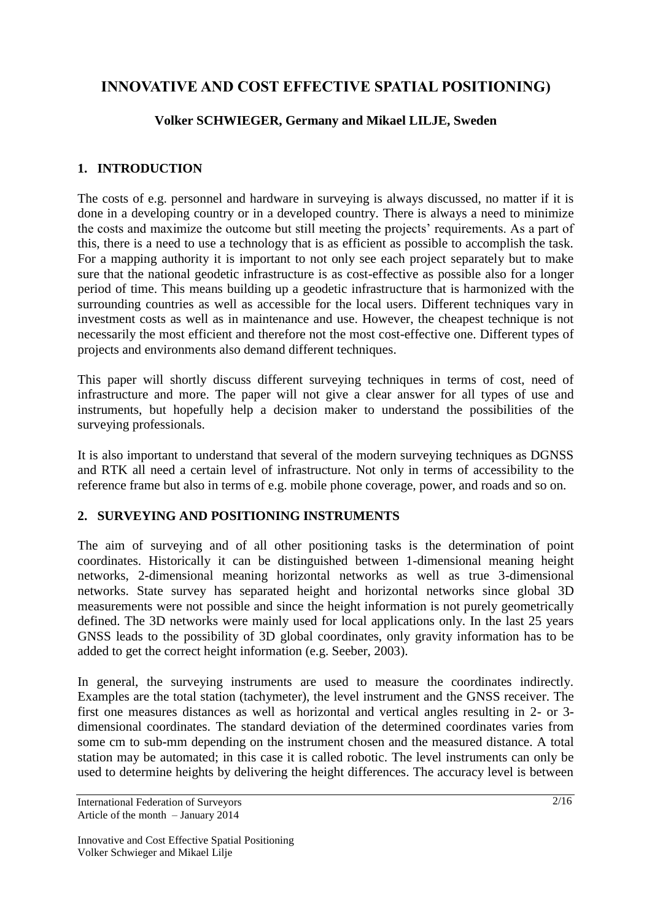# INNOVATIVE AND COST EFFECTIVE SPATIAL POSITIONING)

**Volker SCHWIEGER, Germany and Mikael LILJE, Sweden**

## 1. INTRODUCTION

The costs of e.g. personnel and hardware in surveying is always discussed, no matter if it is done in a developing country or in a developed country. There is always a need to minimize the costs and maximize the outcome but still meeting the projects' requirements. As a part of this, there is a need to use a technology that is as efficient as possible to accomplish the task. For a mapping authority it is important to not only see each project separately but to make sure that the national geodetic infrastructure is as cost-effective as possible also for a longer period of time. This means building up a geodetic infrastructure that is harmonized with the surrounding countries as well as accessible for the local users. Different techniques vary in investment costs as well as in maintenance and use. However, the cheapest technique is not necessarily the most efficient and therefore not the most cost-effective one. Different types of projects and environments also demand different techniques.

This paper will shortly discuss different surveying techniques in terms of cost, need of infrastructure and more. The paper will not give a clear answer for all types of use and instruments, but hopefully help a decision maker to understand the possibilities of the surveying professionals.

It is also important to understand that several of the modern surveying techniques as DGNSS and RTK all need a certain level of infrastructure. Not only in terms of accessibility to the reference frame but also in terms of e.g. mobile phone coverage, power, and roads and so on.

## 2. SURVEYING AND POSITIONING INSTRUMENTS

The aim of surveying and of all other positioning tasks is the determination of point coordinates. Historically it can be distinguished between 1-dimensional meaning height networks, 2-dimensional meaning horizontal networks as well as true 3-dimensional networks. State survey has separated height and horizontal networks since global 3D measurements were not possible and since the height information is not purely geometrically defined. The 3D networks were mainly used for local applications only. In the last 25 years GNSS leads to the possibility of 3D global coordinates, only gravity information has to be added to get the correct height information (e.g. Seeber, 2003).

In general, the surveying instruments are used to measure the coordinates indirectly. Examples are the total station (tachymeter), the level instrument and the GNSS receiver. The first one measures distances as well as horizontal and vertical angles resulting in 2- or 3-dimensional coordinates. The standard deviation of the determined coordinates varies from some cm to sub-mm depending on the instrument chosen and the measured distance. A total station may be automated; in this case it is called robotic. The level instruments can only be used to determine heights by delivering the height differences. The accuracy level is between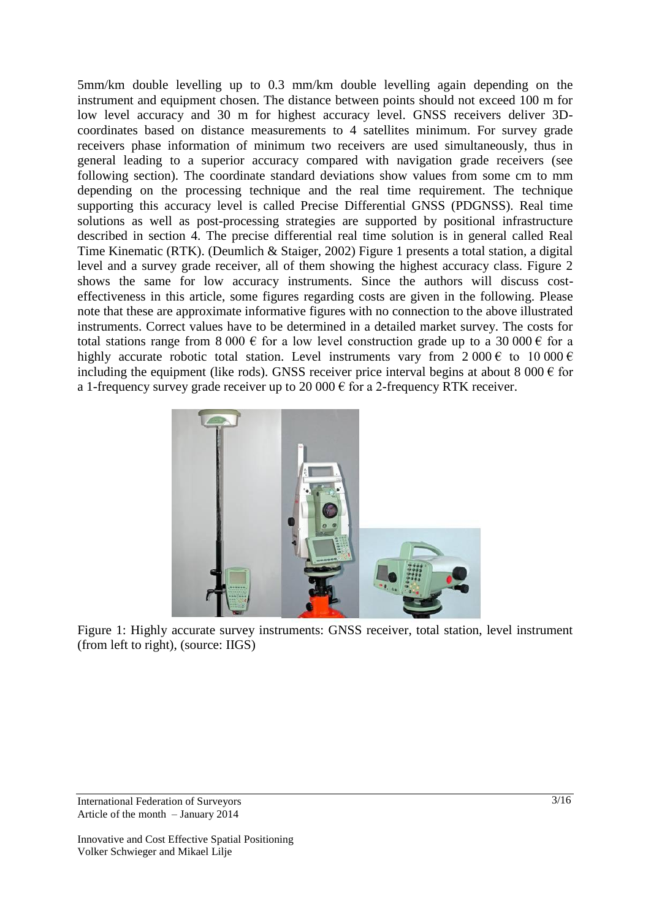5mm/km double levelling up to 0.3 mm/km double levelling again depending on the instrument and equipment chosen. The distance between points should not exceed 100 m for low level accuracy and 30 m for highest accuracy level. GNSS receivers deliver 3D-coordinates based on distance measurements to 4 satellites minimum. For survey grade receivers phase information of minimum two receivers are used simultaneously, thus in general leading to a superior accuracy compared with navigation grade receivers (see following section). The coordinate standard deviations show values from some cm to mm depending on the processing technique and the real time requirement. The technique supporting this accuracy level is called Precise Differential GNSS (PDGNSS). Real time solutions as well as post-processing strategies are supported by positional infrastructure described in section 4. The precise differential real time solution is in general called Real Time Kinematic (RTK). (Deumlich & Staiger, 2002) Figure 1 presents a total station, a digital level and a survey grade receiver, all of them showing the highest accuracy class. Figure 2 shows the same for low accuracy instruments. Since the authors will discuss cost-effectiveness in this article, some figures regarding costs are given in the following. Please note that these are approximate informative figures with no connection to the above illustrated instruments. Correct values have to be determined in a detailed market survey. The costs for total stations range from 8 000 € for a low level construction grade up to a 30 000 € for a highly accurate robotic total station. Level instruments vary from 2 000 € to 10 000 € including the equipment (like rods). GNSS receiver price interval begins at about 8 000 € for a 1-frequency survey grade receiver up to 20 000 € for a 2-frequency RTK receiver.

Figure 1: Highly accurate survey instruments: GNSS receiver, total station, level instrument (from left to right), (source: IIGS)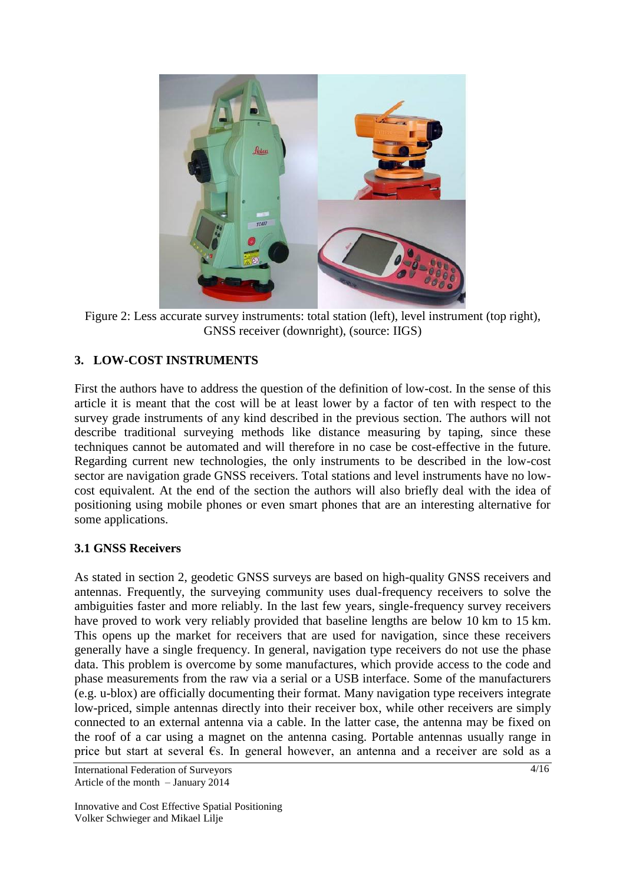Figure 2: Less accurate survey instruments: total station (left), level instrument (top right), GNSS receiver (downright), (source: IIGS)

## 3. LOW-COST INSTRUMENTS

First the authors have to address the question of the definition of low-cost. In the sense of this article it is meant that the cost will be at least lower by a factor of ten with respect to the survey grade instruments of any kind described in the previous section. The authors will not describe traditional surveying methods like distance measuring by taping, since these techniques cannot be automated and will therefore in no case be cost-effective in the future. Regarding current new technologies, the only instruments to be described in the low-cost sector are navigation grade GNSS receivers. Total stations and level instruments have no low-cost equivalent. At the end of the section the authors will also briefly deal with the idea of positioning using mobile phones or even smart phones that are an interesting alternative for some applications.

### 3.1 GNSS Receivers

As stated in section 2, geodetic GNSS surveys are based on high-quality GNSS receivers and antennas. Frequently, the surveying community uses dual-frequency receivers to solve the ambiguities faster and more reliably. In the last few years, single-frequency survey receivers have proved to work very reliably provided that baseline lengths are below 10 km to 15 km. This opens up the market for receivers that are used for navigation, since these receivers generally have a single frequency. In general, navigation type receivers do not use the phase data. This problem is overcome by some manufactures, which provide access to the code and phase measurements from the raw via a serial or a USB interface. Some of the manufacturers (e.g. u-blox) are officially documenting their format. Many navigation type receivers integrate low-priced, simple antennas directly into their receiver box, while other receivers are simply connected to an external antenna via a cable. In the latter case, the antenna may be fixed on the roof of a car using a magnet on the antenna casing. Portable antennas usually range in price but start at several €s. In general however, an antenna and a receiver are sold as a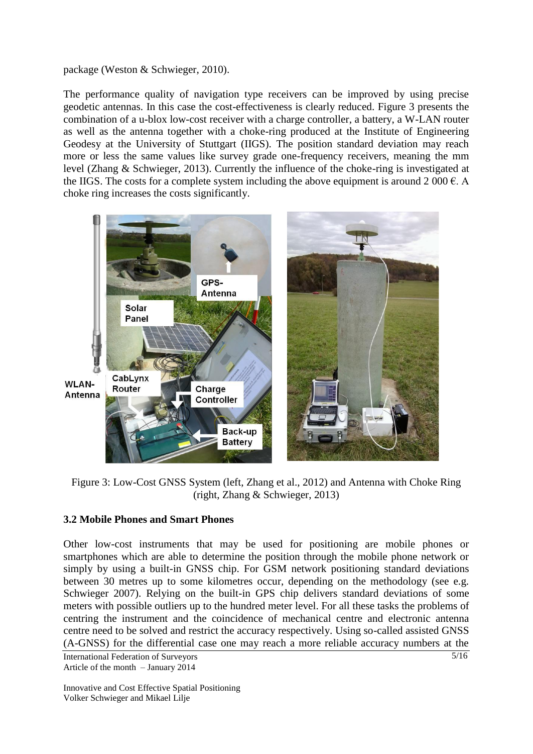package (Weston & Schwieger, 2010).

The performance quality of navigation type receivers can be improved by using precise geodetic antennas. In this case the cost-effectiveness is clearly reduced. Figure 3 presents the combination of a u-blox low-cost receiver with a charge controller, a battery, a W-LAN router as well as the antenna together with a choke-ring produced at the Institute of Engineering Geodesy at the University of Stuttgart (IIGS). The position standard deviation may reach more or less the same values like survey grade one-frequency receivers, meaning the mm level (Zhang & Schwieger, 2013). Currently the influence of the choke-ring is investigated at the IIGS. The costs for a complete system including the above equipment is around 2 000 €. A choke ring increases the costs significantly.

Figure 3: Low-Cost GNSS System (left, Zhang et al., 2012) and Antenna with Choke Ring (right, Zhang & Schwieger, 2013)

### 3.2 Mobile Phones and Smart Phones

Other low-cost instruments that may be used for positioning are mobile phones or smartphones which are able to determine the position through the mobile phone network or simply by using a built-in GNSS chip. For GSM network positioning standard deviations between 30 metres up to some kilometres occur, depending on the methodology (see e.g. Schwieger 2007). Relying on the built-in GPS chip delivers standard deviations of some meters with possible outliers up to the hundred meter level. For all these tasks the problems of centring the instrument and the coincidence of mechanical centre and electronic antenna centre need to be solved and restrict the accuracy respectively. Using so-called assisted GNSS (A-GNSS) for the differential case one may reach a more reliable accuracy numbers at the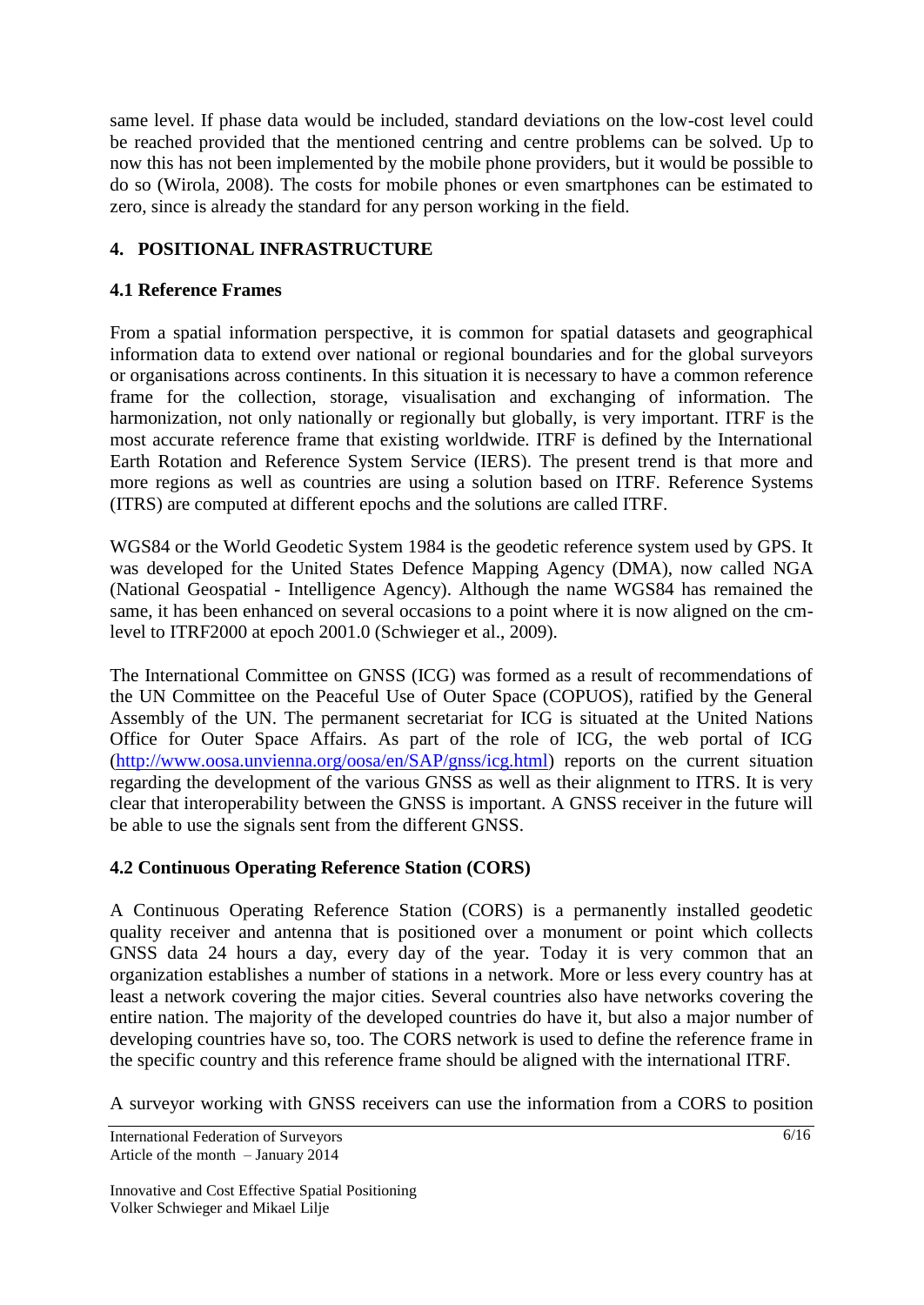same level. If phase data would be included, standard deviations on the low-cost level could be reached provided that the mentioned centring and centre problems can be solved. Up to now this has not been implemented by the mobile phone providers, but it would be possible to do so (Wirola, 2008). The costs for mobile phones or even smartphones can be estimated to zero, since is already the standard for any person working in the field.

## 4. POSITIONAL INFRASTRUCTURE

### 4.1 Reference Frames

From a spatial information perspective, it is common for spatial datasets and geographical information data to extend over national or regional boundaries and for the global surveyors or organisations across continents. In this situation it is necessary to have a common reference frame for the collection, storage, visualisation and exchanging of information. The harmonization, not only nationally or regionally but globally, is very important. ITRF is the most accurate reference frame that existing worldwide. ITRF is defined by the International Earth Rotation and Reference System Service (IERS). The present trend is that more and more regions as well as countries are using a solution based on ITRF. Reference Systems (ITRS) are computed at different epochs and the solutions are called ITRF.

WGS84 or the World Geodetic System 1984 is the geodetic reference system used by GPS. It was developed for the United States Defence Mapping Agency (DMA), now called NGA (National Geospatial - Intelligence Agency). Although the name WGS84 has remained the same, it has been enhanced on several occasions to a point where it is now aligned on the cm-level to ITRF2000 at epoch 2001.0 (Schwieger et al., 2009).

The International Committee on GNSS (ICG) was formed as a result of recommendations of the UN Committee on the Peaceful Use of Outer Space (COPUOS), ratified by the General Assembly of the UN. The permanent secretariat for ICG is situated at the United Nations Office for Outer Space Affairs. As part of the role of ICG, the web portal of ICG (http://www.oosa.unvienna.org/oosa/en/SAP/gnss/icg.html) reports on the current situation regarding the development of the various GNSS as well as their alignment to ITRS. It is very clear that interoperability between the GNSS is important. A GNSS receiver in the future will be able to use the signals sent from the different GNSS.

### 4.2 Continuous Operating Reference Station (CORS)

A Continuous Operating Reference Station (CORS) is a permanently installed geodetic quality receiver and antenna that is positioned over a monument or point which collects GNSS data 24 hours a day, every day of the year. Today it is very common that an organization establishes a number of stations in a network. More or less every country has at least a network covering the major cities. Several countries also have networks covering the entire nation. The majority of the developed countries do have it, but also a major number of developing countries have so, too. The CORS network is used to define the reference frame in the specific country and this reference frame should be aligned with the international ITRF.

A surveyor working with GNSS receivers can use the information from a CORS to position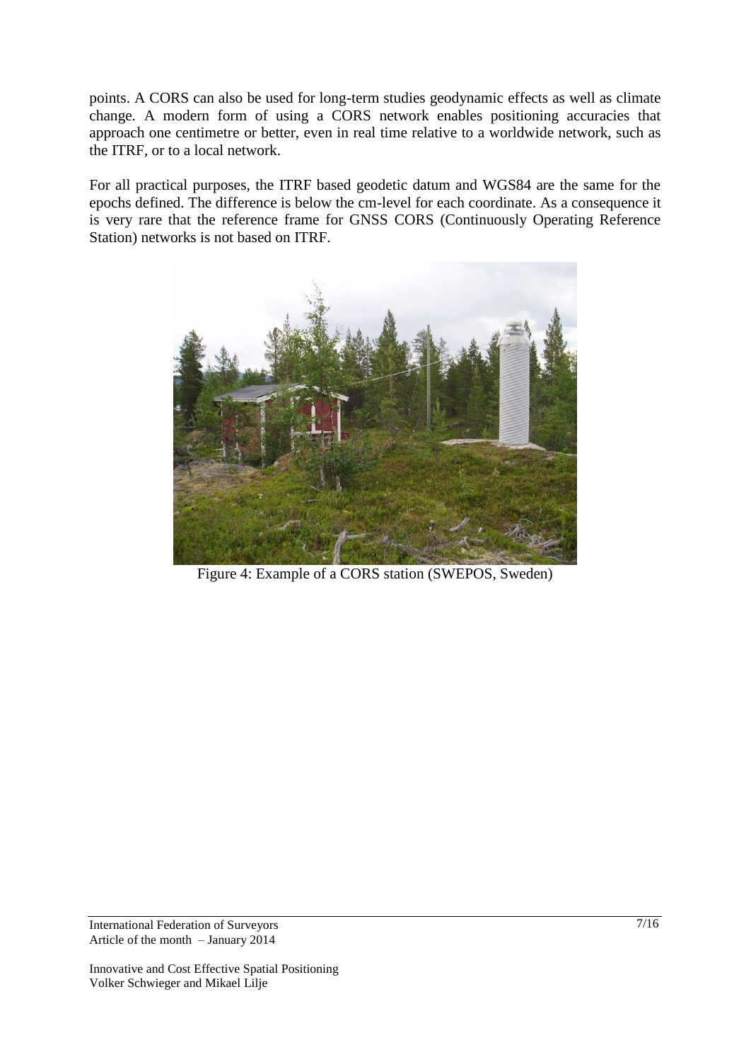points. A CORS can also be used for long-term studies geodynamic effects as well as climate change. A modern form of using a CORS network enables positioning accuracies that approach one centimetre or better, even in real time relative to a worldwide network, such as the ITRF, or to a local network.

For all practical purposes, the ITRF based geodetic datum and WGS84 are the same for the epochs defined. The difference is below the cm-level for each coordinate. As a consequence it is very rare that the reference frame for GNSS CORS (Continuously Operating Reference Station) networks is not based on ITRF.

Figure 4: Example of a CORS station (SWEPOS, Sweden)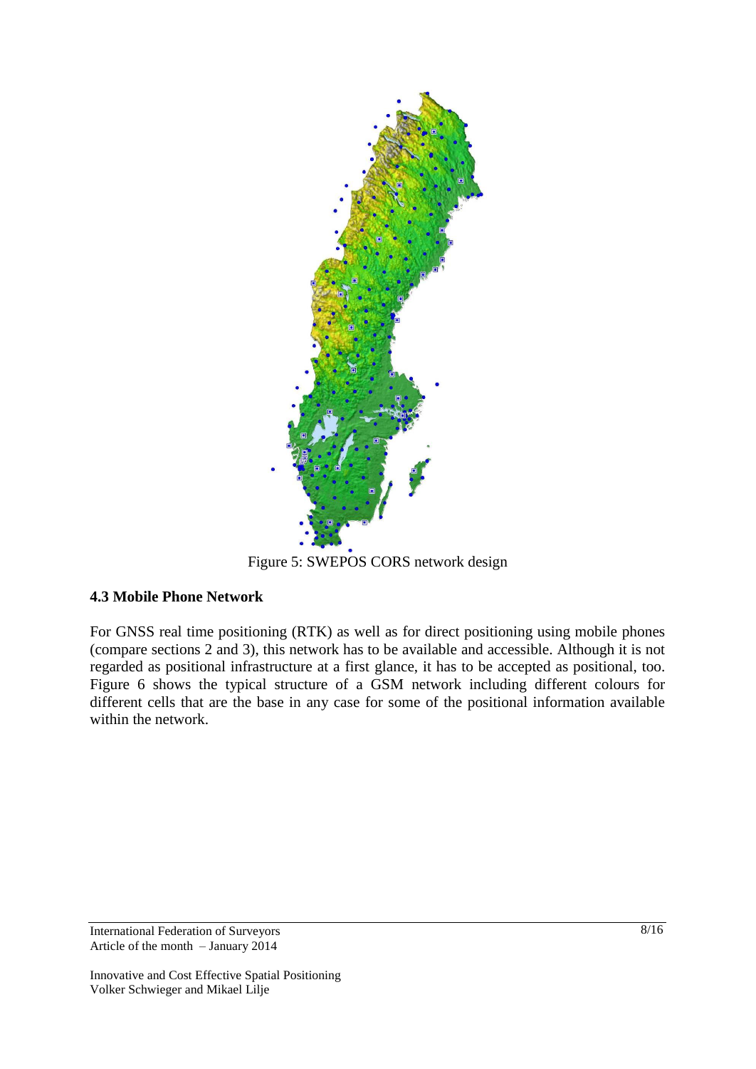Figure 5: SWEPOS CORS network design

### 4.3 Mobile Phone Network

For GNSS real time positioning (RTK) as well as for direct positioning using mobile phones (compare sections 2 and 3), this network has to be available and accessible. Although it is not regarded as positional infrastructure at a first glance, it has to be accepted as positional, too. Figure 6 shows the typical structure of a GSM network including different colours for different cells that are the base in any case for some of the positional information available within the network.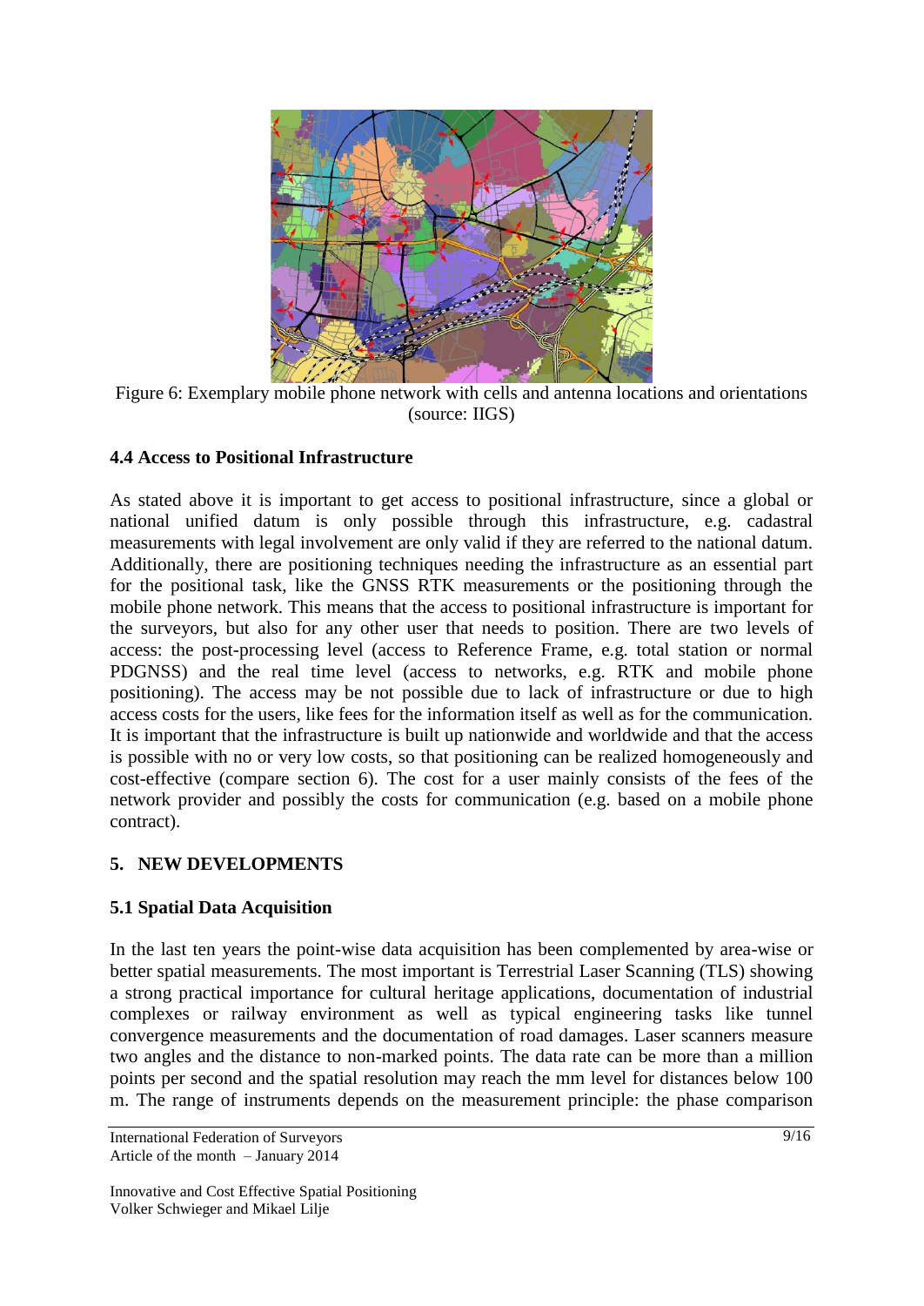Figure 6: Exemplary mobile phone network with cells and antenna locations and orientations (source: IIGS)

### 4.4 Access to Positional Infrastructure

As stated above it is important to get access to positional infrastructure, since a global or national unified datum is only possible through this infrastructure, e.g. cadastral measurements with legal involvement are only valid if they are referred to the national datum. Additionally, there are positioning techniques needing the infrastructure as an essential part for the positional task, like the GNSS RTK measurements or the positioning through the mobile phone network. This means that the access to positional infrastructure is important for the surveyors, but also for any other user that needs to position. There are two levels of access: the post-processing level (access to Reference Frame, e.g. total station or normal PDGNSS) and the real time level (access to networks, e.g. RTK and mobile phone positioning). The access may be not possible due to lack of infrastructure or due to high access costs for the users, like fees for the information itself as well as for the communication. It is important that the infrastructure is built up nationwide and worldwide and that the access is possible with no or very low costs, so that positioning can be realized homogeneously and cost-effective (compare section 6). The cost for a user mainly consists of the fees of the network provider and possibly the costs for communication (e.g. based on a mobile phone contract).

## 5. NEW DEVELOPMENTS

### 5.1 Spatial Data Acquisition

In the last ten years the point-wise data acquisition has been complemented by area-wise or better spatial measurements. The most important is Terrestrial Laser Scanning (TLS) showing a strong practical importance for cultural heritage applications, documentation of industrial complexes or railway environment as well as typical engineering tasks like tunnel convergence measurements and the documentation of road damages. Laser scanners measure two angles and the distance to non-marked points. The data rate can be more than a million points per second and the spatial resolution may reach the mm level for distances below 100 m. The range of instruments depends on the measurement principle: the phase comparison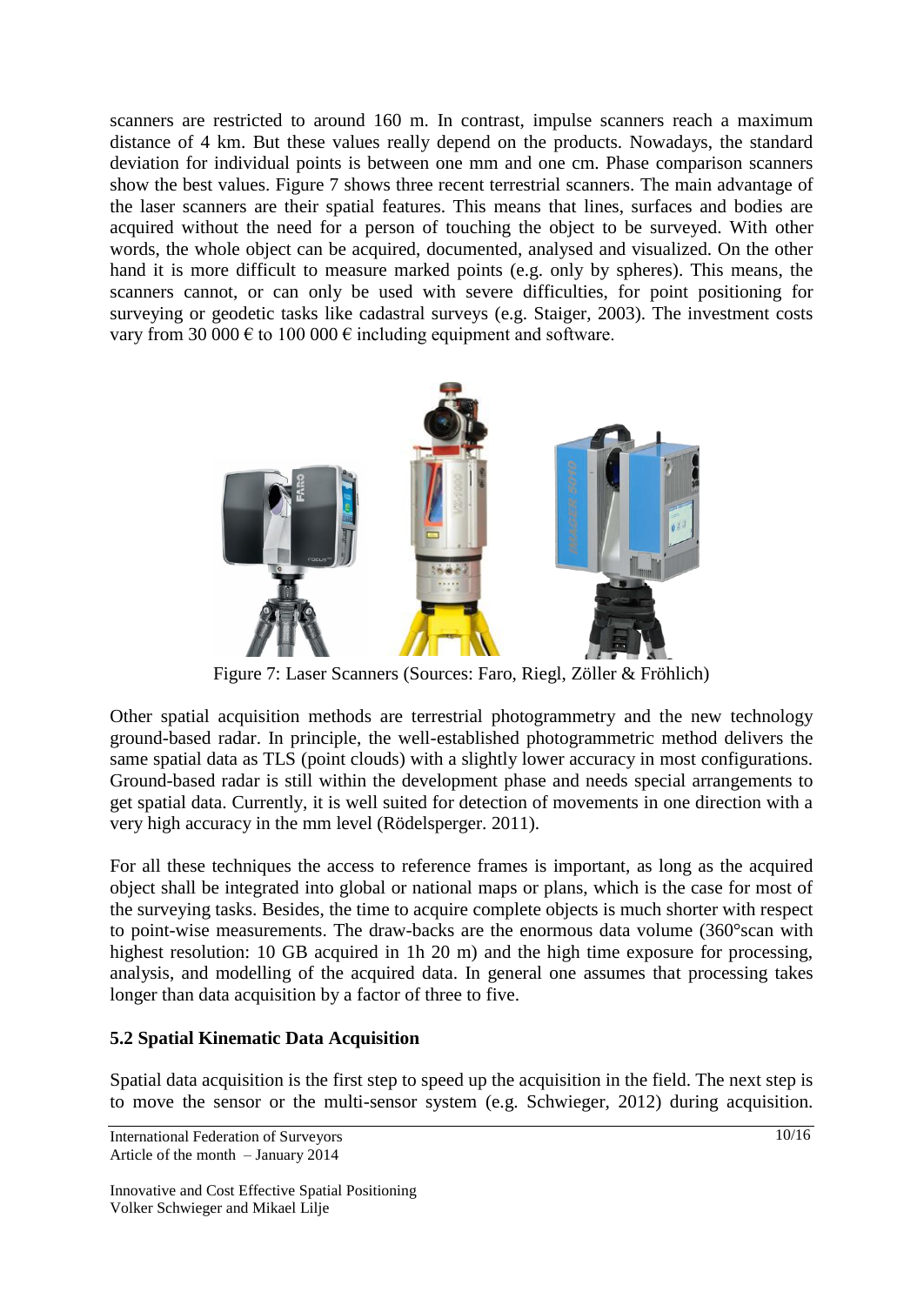scanners are restricted to around 160 m. In contrast, impulse scanners reach a maximum distance of 4 km. But these values really depend on the products. Nowadays, the standard deviation for individual points is between one mm and one cm. Phase comparison scanners show the best values. Figure 7 shows three recent terrestrial scanners. The main advantage of the laser scanners are their spatial features. This means that lines, surfaces and bodies are acquired without the need for a person of touching the object to be surveyed. With other words, the whole object can be acquired, documented, analysed and visualized. On the other hand it is more difficult to measure marked points (e.g. only by spheres). This means, the scanners cannot, or can only be used with severe difficulties, for point positioning for surveying or geodetic tasks like cadastral surveys (e.g. Staiger, 2003). The investment costs vary from 30 000 € to 100 000 € including equipment and software.

Figure 7: Laser Scanners (Sources: Faro, Riegl, Zöller & Fröhlich)

Other spatial acquisition methods are terrestrial photogrammetry and the new technology ground-based radar. In principle, the well-established photogrammetric method delivers the same spatial data as TLS (point clouds) with a slightly lower accuracy in most configurations. Ground-based radar is still within the development phase and needs special arrangements to get spatial data. Currently, it is well suited for detection of movements in one direction with a very high accuracy in the mm level (Rödelsperger. 2011).

For all these techniques the access to reference frames is important, as long as the acquired object shall be integrated into global or national maps or plans, which is the case for most of the surveying tasks. Besides, the time to acquire complete objects is much shorter with respect to point-wise measurements. The draw-backs are the enormous data volume (360°scan with highest resolution: 10 GB acquired in 1h 20 m) and the high time exposure for processing, analysis, and modelling of the acquired data. In general one assumes that processing takes longer than data acquisition by a factor of three to five.

### 5.2 Spatial Kinematic Data Acquisition

Spatial data acquisition is the first step to speed up the acquisition in the field. The next step is to move the sensor or the multi-sensor system (e.g. Schwieger, 2012) during acquisition.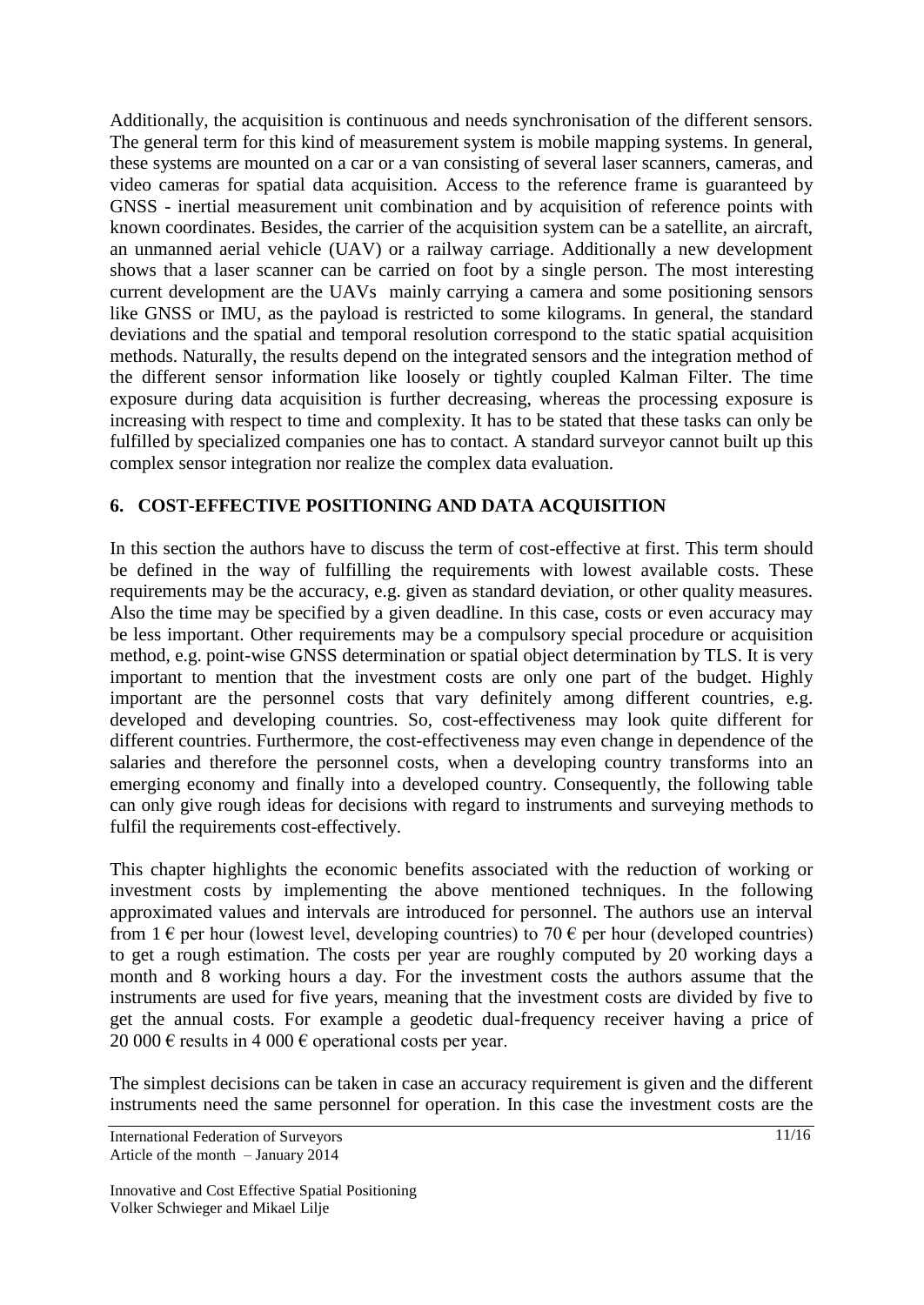Additionally, the acquisition is continuous and needs synchronisation of the different sensors. The general term for this kind of measurement system is mobile mapping systems. In general, these systems are mounted on a car or a van consisting of several laser scanners, cameras, and video cameras for spatial data acquisition. Access to the reference frame is guaranteed by GNSS - inertial measurement unit combination and by acquisition of reference points with known coordinates. Besides, the carrier of the acquisition system can be a satellite, an aircraft, an unmanned aerial vehicle (UAV) or a railway carriage. Additionally a new development shows that a laser scanner can be carried on foot by a single person. The most interesting current development are the UAVs mainly carrying a camera and some positioning sensors like GNSS or IMU, as the payload is restricted to some kilograms. In general, the standard deviations and the spatial and temporal resolution correspond to the static spatial acquisition methods. Naturally, the results depend on the integrated sensors and the integration method of the different sensor information like loosely or tightly coupled Kalman Filter. The time exposure during data acquisition is further decreasing, whereas the processing exposure is increasing with respect to time and complexity. It has to be stated that these tasks can only be fulfilled by specialized companies one has to contact. A standard surveyor cannot built up this complex sensor integration nor realize the complex data evaluation.

## 6. COST-EFFECTIVE POSITIONING AND DATA ACQUISITION

In this section the authors have to discuss the term of cost-effective at first. This term should be defined in the way of fulfilling the requirements with lowest available costs. These requirements may be the accuracy, e.g. given as standard deviation, or other quality measures. Also the time may be specified by a given deadline. In this case, costs or even accuracy may be less important. Other requirements may be a compulsory special procedure or acquisition method, e.g. point-wise GNSS determination or spatial object determination by TLS. It is very important to mention that the investment costs are only one part of the budget. Highly important are the personnel costs that vary definitely among different countries, e.g. developed and developing countries. So, cost-effectiveness may look quite different for different countries. Furthermore, the cost-effectiveness may even change in dependence of the salaries and therefore the personnel costs, when a developing country transforms into an emerging economy and finally into a developed country. Consequently, the following table can only give rough ideas for decisions with regard to instruments and surveying methods to fulfil the requirements cost-effectively.

This chapter highlights the economic benefits associated with the reduction of working or investment costs by implementing the above mentioned techniques. In the following approximated values and intervals are introduced for personnel. The authors use an interval from 1 € per hour (lowest level, developing countries) to 70 € per hour (developed countries) to get a rough estimation. The costs per year are roughly computed by 20 working days a month and 8 working hours a day. For the investment costs the authors assume that the instruments are used for five years, meaning that the investment costs are divided by five to get the annual costs. For example a geodetic dual-frequency receiver having a price of 20 000 € results in 4 000 € operational costs per year.

The simplest decisions can be taken in case an accuracy requirement is given and the different instruments need the same personnel for operation. In this case the investment costs are the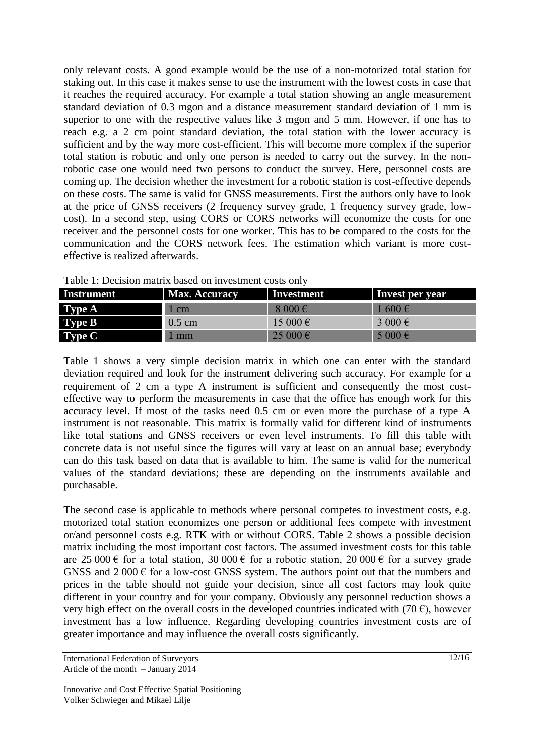only relevant costs. A good example would be the use of a non-motorized total station for staking out. In this case it makes sense to use the instrument with the lowest costs in case that it reaches the required accuracy. For example a total station showing an angle measurement standard deviation of 0.3 mgon and a distance measurement standard deviation of 1 mm is superior to one with the respective values like 3 mgon and 5 mm. However, if one has to reach e.g. a 2 cm point standard deviation, the total station with the lower accuracy is sufficient and by the way more cost-efficient. This will become more complex if the superior total station is robotic and only one person is needed to carry out the survey. In the non-robotic case one would need two persons to conduct the survey. Here, personnel costs are coming up. The decision whether the investment for a robotic station is cost-effective depends on these costs. The same is valid for GNSS measurements. First the authors only have to look at the price of GNSS receivers (2 frequency survey grade, 1 frequency survey grade, low-cost). In a second step, using CORS or CORS networks will economize the costs for one receiver and the personnel costs for one worker. This has to be compared to the costs for the communication and the CORS network fees. The estimation which variant is more cost-effective is realized afterwards.

Table 1: Decision matrix based on investment costs only

| Instrument | Max. Accuracy | Investment | Invest per year |
|---|---|---|---|
| Type A | 1 cm | 8 000 € | 1 600 € |
| Type B | 0.5 cm | 15 000 € | 3 000 € |
| Type C | 1 mm | 25 000 € | 5 000 € |

Table 1 shows a very simple decision matrix in which one can enter with the standard deviation required and look for the instrument delivering such accuracy. For example for a requirement of 2 cm a type A instrument is sufficient and consequently the most cost-effective way to perform the measurements in case that the office has enough work for this accuracy level. If most of the tasks need 0.5 cm or even more the purchase of a type A instrument is not reasonable. This matrix is formally valid for different kind of instruments like total stations and GNSS receivers or even level instruments. To fill this table with concrete data is not useful since the figures will vary at least on an annual base; everybody can do this task based on data that is available to him. The same is valid for the numerical values of the standard deviations; these are depending on the instruments available and purchasable.

The second case is applicable to methods where personal competes to investment costs, e.g. motorized total station economizes one person or additional fees compete with investment or/and personnel costs e.g. RTK with or without CORS. Table 2 shows a possible decision matrix including the most important cost factors. The assumed investment costs for this table are 25 000 € for a total station, 30 000 € for a robotic station, 20 000 € for a survey grade GNSS and 2 000 € for a low-cost GNSS system. The authors point out that the numbers and prices in the table should not guide your decision, since all cost factors may look quite different in your country and for your company. Obviously any personnel reduction shows a very high effect on the overall costs in the developed countries indicated with (70 €), however investment has a low influence. Regarding developing countries investment costs are of greater importance and may influence the overall costs significantly.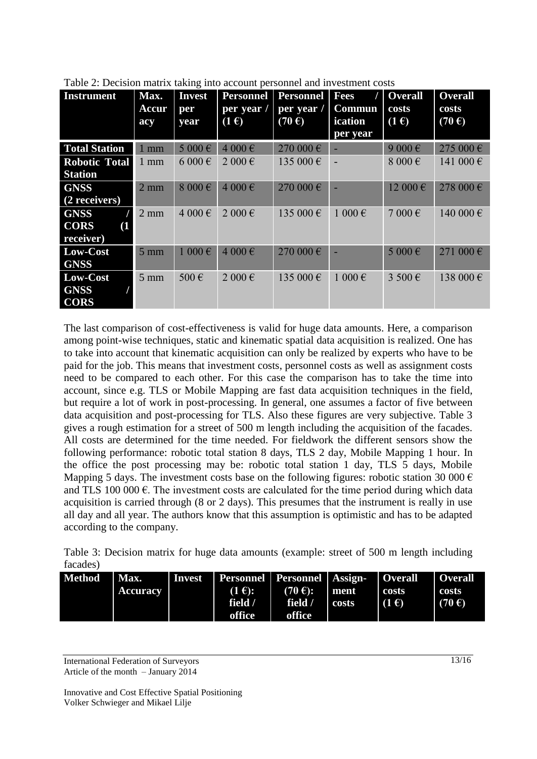Table 2: Decision matrix taking into account personnel and investment costs

| Instrument | Max. Accuracy | Invest per year | Personnel per year / (1 €) | Personnel per year / (70 €) | Fees / Communication per year | Overall costs (1 €) | Overall costs (70 €) |
|---|---|---|---|---|---|---|---|
| **Total Station** | 1 mm | 5 000 € | 4 000 € | 270 000 € | - | 9 000 € | 275 000 € |
| **Robotic Total Station** | 1 mm | 6 000 € | 2 000 € | 135 000 € | - | 8 000 € | 141 000 € |
| **GNSS (2 receivers)** | 2 mm | 8 000 € | 4 000 € | 270 000 € | - | 12 000 € | 278 000 € |
| **GNSS / CORS (1 receiver)** | 2 mm | 4 000 € | 2 000 € | 135 000 € | 1 000 € | 7 000 € | 140 000 € |
| **Low-Cost GNSS** | 5 mm | 1 000 € | 4 000 € | 270 000 € | - | 5 000 € | 271 000 € |
| **Low-Cost GNSS / CORS** | 5 mm | 500 € | 2 000 € | 135 000 € | 1 000 € | 3 500 € | 138 000 € |

The last comparison of cost-effectiveness is valid for huge data amounts. Here, a comparison among point-wise techniques, static and kinematic spatial data acquisition is realized. One has to take into account that kinematic acquisition can only be realized by experts who have to be paid for the job. This means that investment costs, personnel costs as well as assignment costs need to be compared to each other. For this case the comparison has to take the time into account, since e.g. TLS or Mobile Mapping are fast data acquisition techniques in the field, but require a lot of work in post-processing. In general, one assumes a factor of five between data acquisition and post-processing for TLS. Also these figures are very subjective. Table 3 gives a rough estimation for a street of 500 m length including the acquisition of the facades. All costs are determined for the time needed. For fieldwork the different sensors show the following performance: robotic total station 8 days, TLS 2 day, Mobile Mapping 1 hour. In the office the post processing may be: robotic total station 1 day, TLS 5 days, Mobile Mapping 5 days. The investment costs base on the following figures: robotic station 30 000 € and TLS 100 000 €. The investment costs are calculated for the time period during which data acquisition is carried through (8 or 2 days). This presumes that the instrument is really in use all day and all year. The authors know that this assumption is optimistic and has to be adapted according to the company.

Table 3: Decision matrix for huge data amounts (example: street of 500 m length including facades)

| Method | Max. Accuracy | Invest | Personnel (1 €): field / office | Personnel (70 €): field / office | Assign-ment costs | Overall costs (1 €) | Overall costs (70 €) |
|---|---|---|---|---|---|---|---|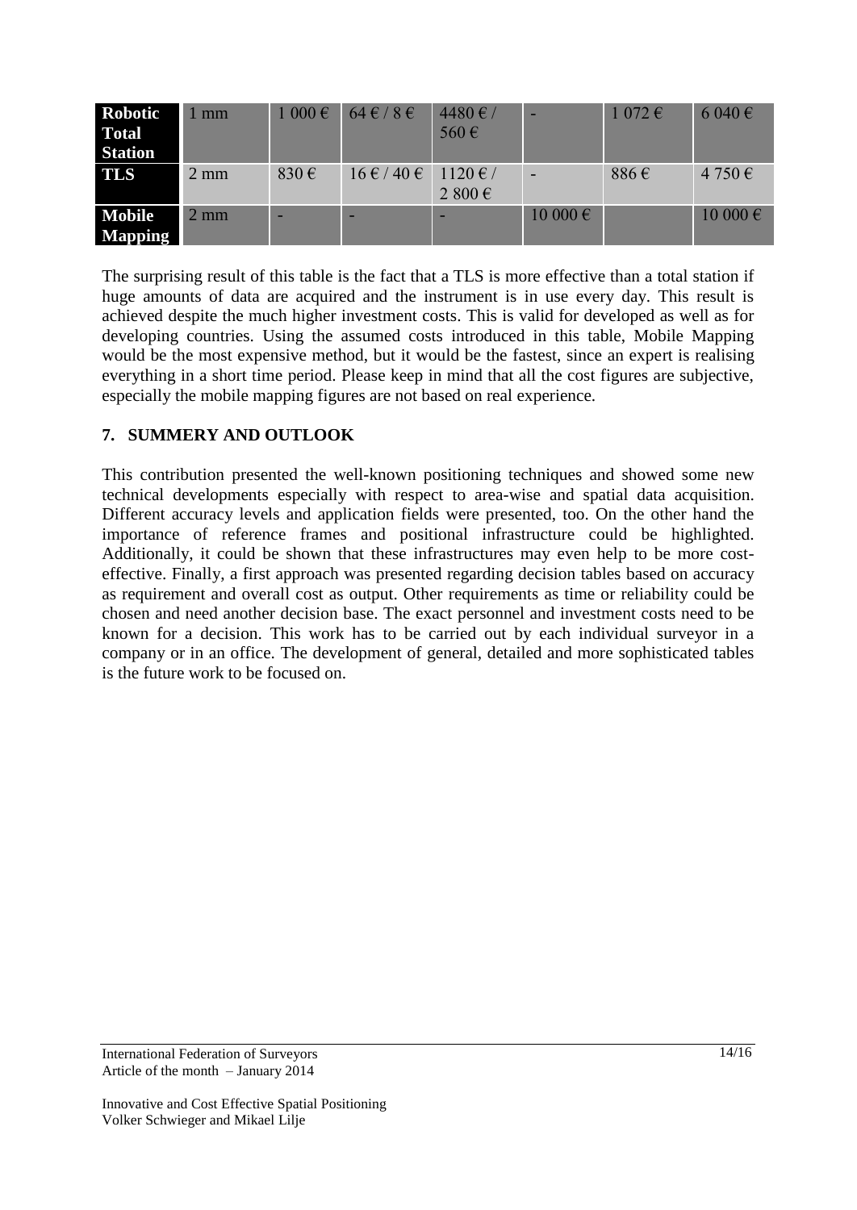| **Robotic Total Station** | 1 mm | 1 000 € | 64 € / 8 € | 4480 € / 560 € | - | 1 072 € | 6 040 € |
|---|---|---|---|---|---|---|---|
| **TLS** | 2 mm | 830 € | 16 € / 40 € | 1120 € / 2 800 € | - | 886 € | 4 750 € |
| **Mobile Mapping** | 2 mm | - | - | - | 10 000 € | | 10 000 € |

The surprising result of this table is the fact that a TLS is more effective than a total station if huge amounts of data are acquired and the instrument is in use every day. This result is achieved despite the much higher investment costs. This is valid for developed as well as for developing countries. Using the assumed costs introduced in this table, Mobile Mapping would be the most expensive method, but it would be the fastest, since an expert is realising everything in a short time period. Please keep in mind that all the cost figures are subjective, especially the mobile mapping figures are not based on real experience.

## 7. SUMMERY AND OUTLOOK

This contribution presented the well-known positioning techniques and showed some new technical developments especially with respect to area-wise and spatial data acquisition. Different accuracy levels and application fields were presented, too. On the other hand the importance of reference frames and positional infrastructure could be highlighted. Additionally, it could be shown that these infrastructures may even help to be more cost-effective. Finally, a first approach was presented regarding decision tables based on accuracy as requirement and overall cost as output. Other requirements as time or reliability could be chosen and need another decision base. The exact personnel and investment costs need to be known for a decision. This work has to be carried out by each individual surveyor in a company or in an office. The development of general, detailed and more sophisticated tables is the future work to be focused on.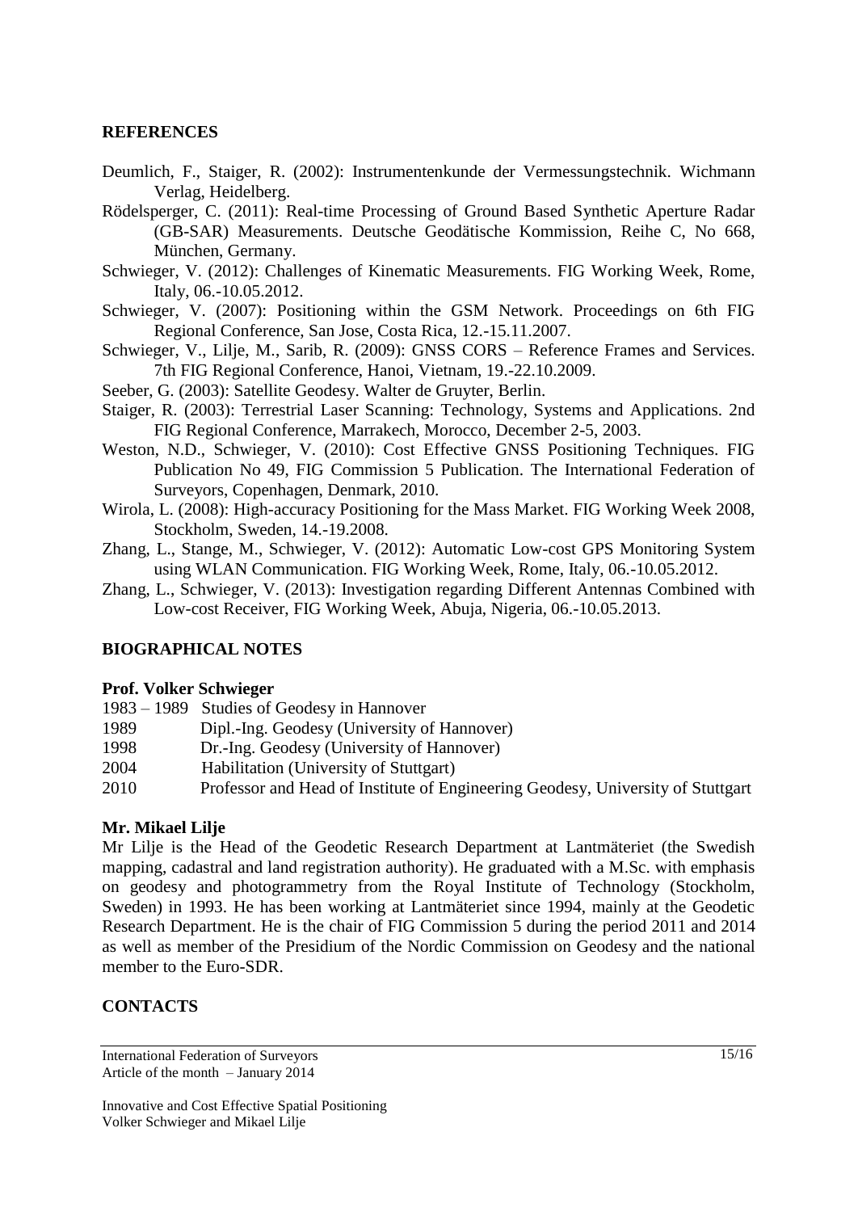## REFERENCES

Deumlich, F., Staiger, R. (2002): Instrumentenkunde der Vermessungstechnik. Wichmann Verlag, Heidelberg.

Rödelsperger, C. (2011): Real-time Processing of Ground Based Synthetic Aperture Radar (GB-SAR) Measurements. Deutsche Geodätische Kommission, Reihe C, No 668, München, Germany.

Schwieger, V. (2012): Challenges of Kinematic Measurements. FIG Working Week, Rome, Italy, 06.-10.05.2012.

Schwieger, V. (2007): Positioning within the GSM Network. Proceedings on 6th FIG Regional Conference, San Jose, Costa Rica, 12.-15.11.2007.

Schwieger, V., Lilje, M., Sarib, R. (2009): GNSS CORS – Reference Frames and Services. 7th FIG Regional Conference, Hanoi, Vietnam, 19.-22.10.2009.

Seeber, G. (2003): Satellite Geodesy. Walter de Gruyter, Berlin.

Staiger, R. (2003): Terrestrial Laser Scanning: Technology, Systems and Applications. 2nd FIG Regional Conference, Marrakech, Morocco, December 2-5, 2003.

Weston, N.D., Schwieger, V. (2010): Cost Effective GNSS Positioning Techniques. FIG Publication No 49, FIG Commission 5 Publication. The International Federation of Surveyors, Copenhagen, Denmark, 2010.

Wirola, L. (2008): High-accuracy Positioning for the Mass Market. FIG Working Week 2008, Stockholm, Sweden, 14.-19.2008.

Zhang, L., Stange, M., Schwieger, V. (2012): Automatic Low-cost GPS Monitoring System using WLAN Communication. FIG Working Week, Rome, Italy, 06.-10.05.2012.

Zhang, L., Schwieger, V. (2013): Investigation regarding Different Antennas Combined with Low-cost Receiver, FIG Working Week, Abuja, Nigeria, 06.-10.05.2013.

## BIOGRAPHICAL NOTES

**Prof. Volker Schwieger**

1983 – 1989 Studies of Geodesy in Hannover
1989 Dipl.-Ing. Geodesy (University of Hannover)
1998 Dr.-Ing. Geodesy (University of Hannover)
2004 Habilitation (University of Stuttgart)
2010 Professor and Head of Institute of Engineering Geodesy, University of Stuttgart

**Mr. Mikael Lilje**

Mr Lilje is the Head of the Geodetic Research Department at Lantmäteriet (the Swedish mapping, cadastral and land registration authority). He graduated with a M.Sc. with emphasis on geodesy and photogrammetry from the Royal Institute of Technology (Stockholm, Sweden) in 1993. He has been working at Lantmäteriet since 1994, mainly at the Geodetic Research Department. He is the chair of FIG Commission 5 during the period 2011 and 2014 as well as member of the Presidium of the Nordic Commission on Geodesy and the national member to the Euro-SDR.

## CONTACTS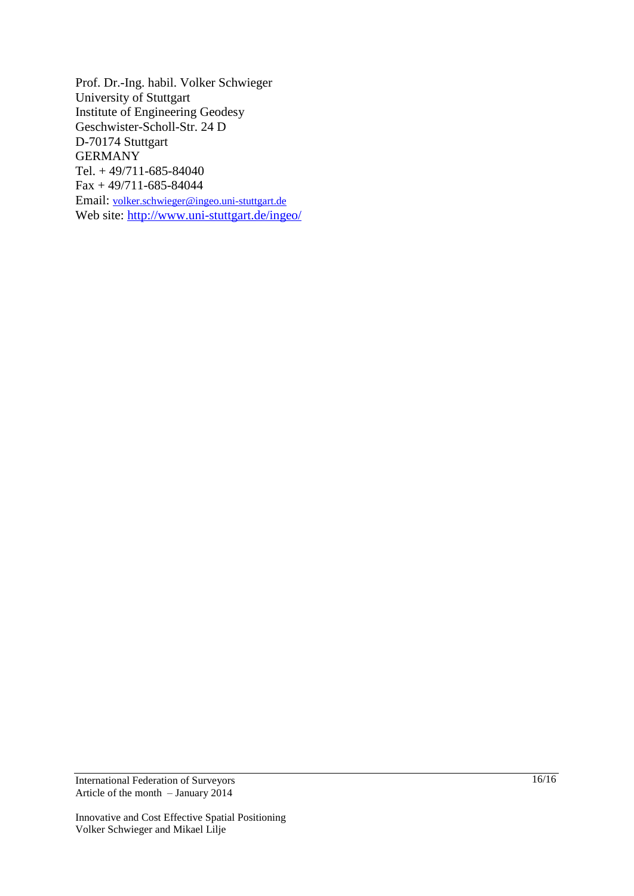Prof. Dr.-Ing. habil. Volker Schwieger
University of Stuttgart
Institute of Engineering Geodesy
Geschwister-Scholl-Str. 24 D
D-70174 Stuttgart
GERMANY
Tel. + 49/711-685-84040
Fax + 49/711-685-84044
Email: volker.schwieger@ingeo.uni-stuttgart.de
Web site: http://www.uni-stuttgart.de/ingeo/